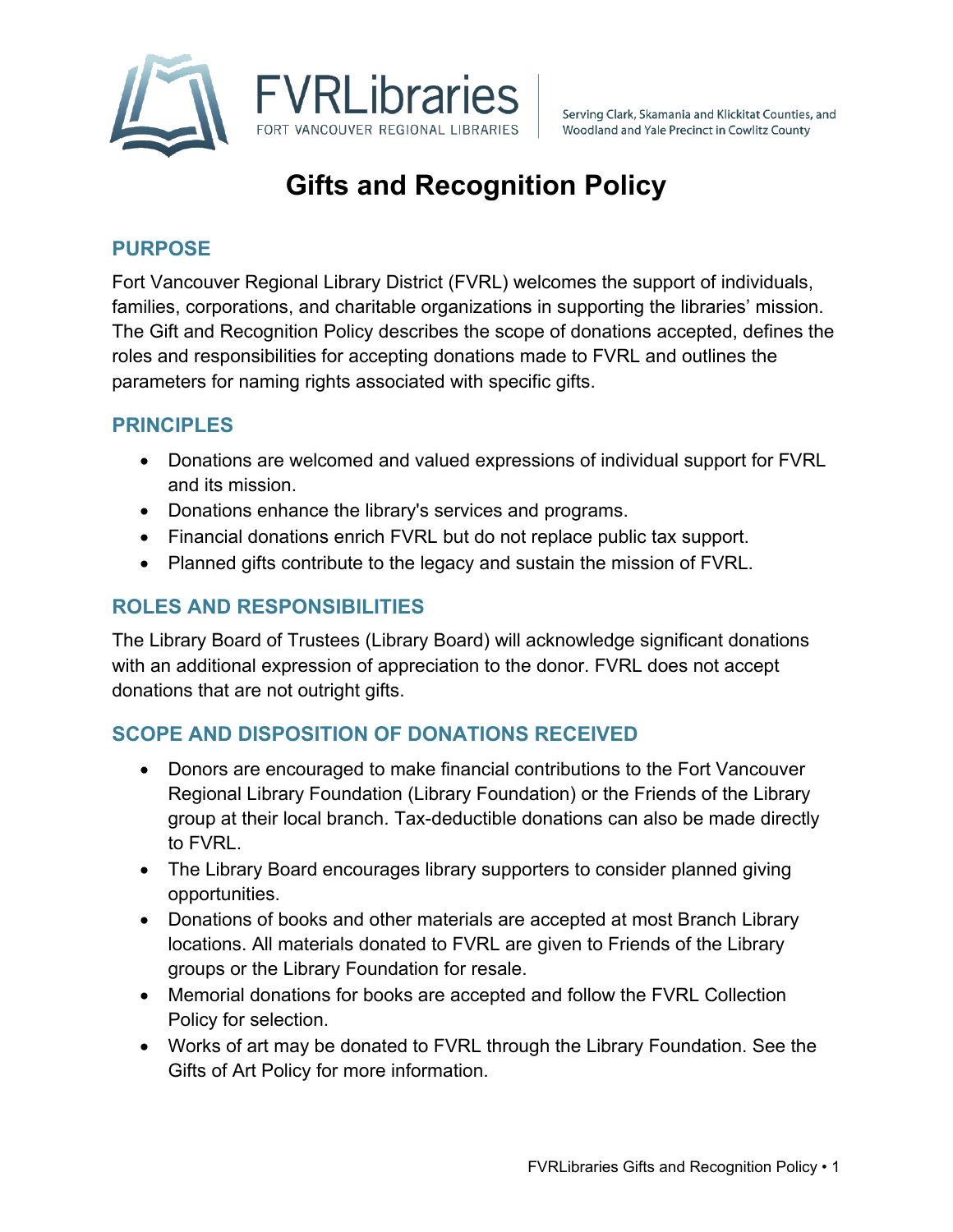FVRLibraries
FORT VANCOUVER REGIONAL LIBRARIES

Serving Clark, Skamania and Klickitat Counties, and Woodland and Yale Precinct in Cowlitz County

# Gifts and Recognition Policy

## PURPOSE

Fort Vancouver Regional Library District (FVRL) welcomes the support of individuals, families, corporations, and charitable organizations in supporting the libraries' mission. The Gift and Recognition Policy describes the scope of donations accepted, defines the roles and responsibilities for accepting donations made to FVRL and outlines the parameters for naming rights associated with specific gifts.

## PRINCIPLES

- Donations are welcomed and valued expressions of individual support for FVRL and its mission.
- Donations enhance the library's services and programs.
- Financial donations enrich FVRL but do not replace public tax support.
- Planned gifts contribute to the legacy and sustain the mission of FVRL.

## ROLES AND RESPONSIBILITIES

The Library Board of Trustees (Library Board) will acknowledge significant donations with an additional expression of appreciation to the donor. FVRL does not accept donations that are not outright gifts.

## SCOPE AND DISPOSITION OF DONATIONS RECEIVED

- Donors are encouraged to make financial contributions to the Fort Vancouver Regional Library Foundation (Library Foundation) or the Friends of the Library group at their local branch. Tax-deductible donations can also be made directly to FVRL.
- The Library Board encourages library supporters to consider planned giving opportunities.
- Donations of books and other materials are accepted at most Branch Library locations. All materials donated to FVRL are given to Friends of the Library groups or the Library Foundation for resale.
- Memorial donations for books are accepted and follow the FVRL Collection Policy for selection.
- Works of art may be donated to FVRL through the Library Foundation. See the Gifts of Art Policy for more information.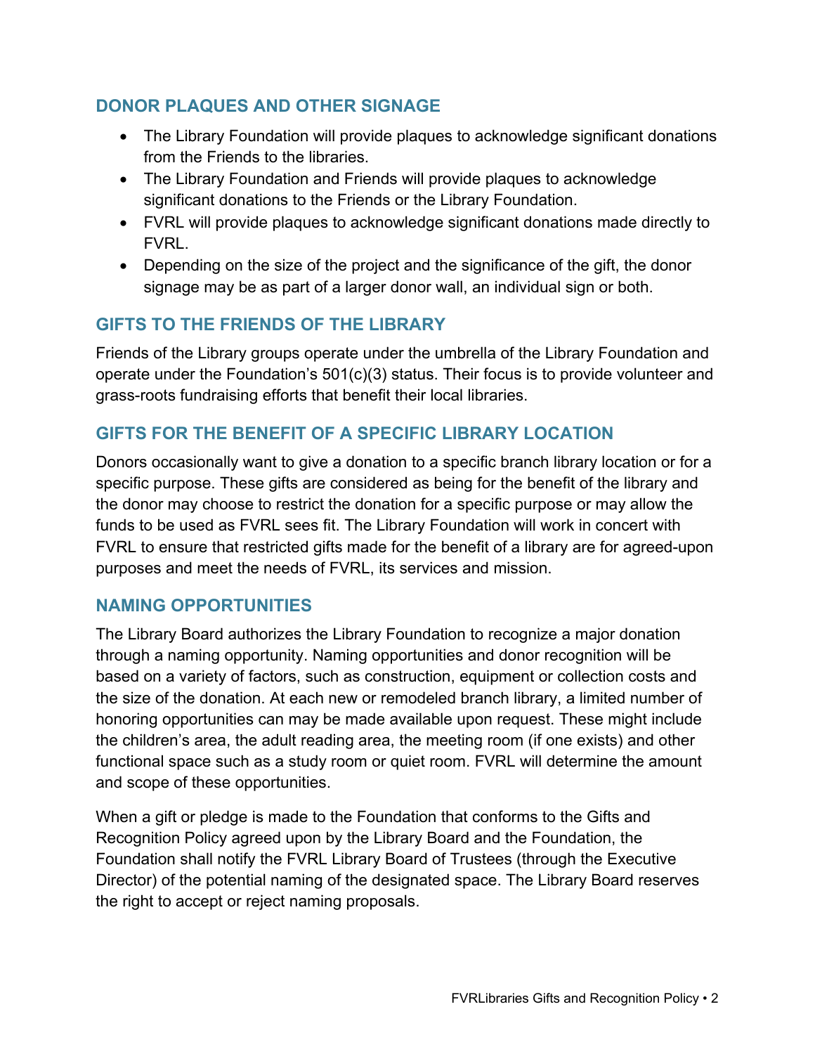## DONOR PLAQUES AND OTHER SIGNAGE

- The Library Foundation will provide plaques to acknowledge significant donations from the Friends to the libraries.
- The Library Foundation and Friends will provide plaques to acknowledge significant donations to the Friends or the Library Foundation.
- FVRL will provide plaques to acknowledge significant donations made directly to FVRL.
- Depending on the size of the project and the significance of the gift, the donor signage may be as part of a larger donor wall, an individual sign or both.

## GIFTS TO THE FRIENDS OF THE LIBRARY

Friends of the Library groups operate under the umbrella of the Library Foundation and operate under the Foundation's 501(c)(3) status. Their focus is to provide volunteer and grass-roots fundraising efforts that benefit their local libraries.

## GIFTS FOR THE BENEFIT OF A SPECIFIC LIBRARY LOCATION

Donors occasionally want to give a donation to a specific branch library location or for a specific purpose. These gifts are considered as being for the benefit of the library and the donor may choose to restrict the donation for a specific purpose or may allow the funds to be used as FVRL sees fit. The Library Foundation will work in concert with FVRL to ensure that restricted gifts made for the benefit of a library are for agreed-upon purposes and meet the needs of FVRL, its services and mission.

## NAMING OPPORTUNITIES

The Library Board authorizes the Library Foundation to recognize a major donation through a naming opportunity. Naming opportunities and donor recognition will be based on a variety of factors, such as construction, equipment or collection costs and the size of the donation. At each new or remodeled branch library, a limited number of honoring opportunities can may be made available upon request. These might include the children's area, the adult reading area, the meeting room (if one exists) and other functional space such as a study room or quiet room. FVRL will determine the amount and scope of these opportunities.

When a gift or pledge is made to the Foundation that conforms to the Gifts and Recognition Policy agreed upon by the Library Board and the Foundation, the Foundation shall notify the FVRL Library Board of Trustees (through the Executive Director) of the potential naming of the designated space. The Library Board reserves the right to accept or reject naming proposals.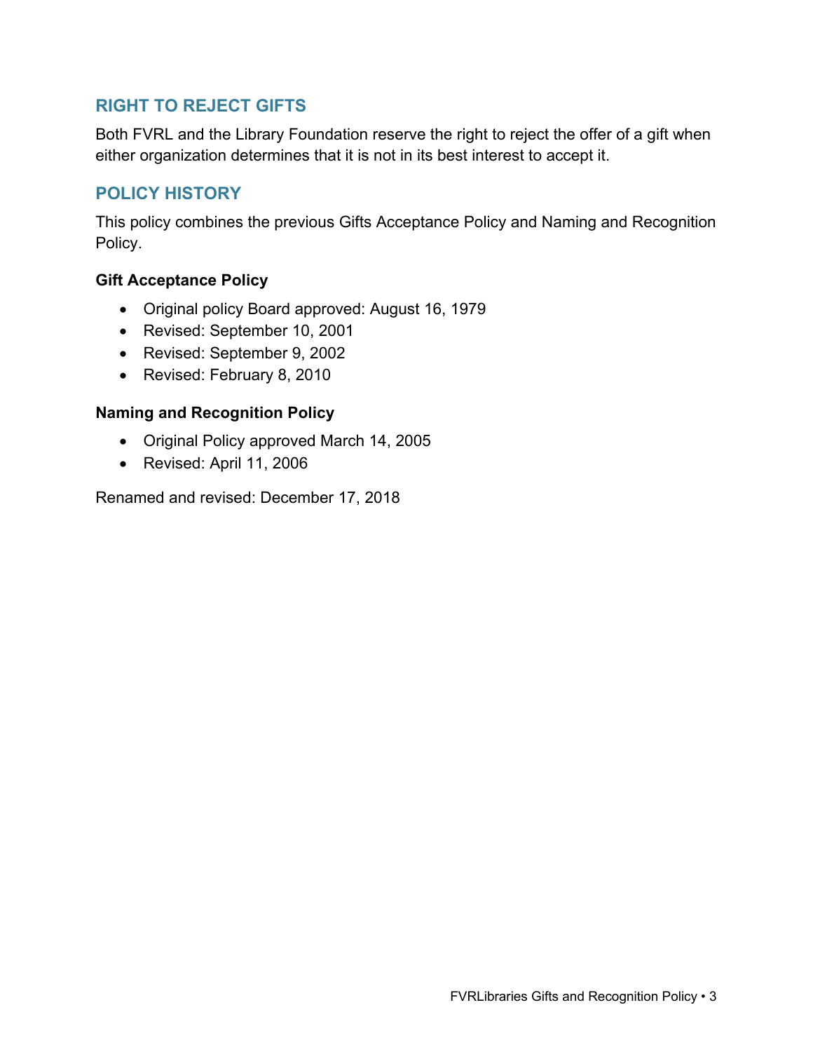## RIGHT TO REJECT GIFTS

Both FVRL and the Library Foundation reserve the right to reject the offer of a gift when either organization determines that it is not in its best interest to accept it.

## POLICY HISTORY

This policy combines the previous Gifts Acceptance Policy and Naming and Recognition Policy.

### Gift Acceptance Policy

- Original policy Board approved: August 16, 1979
- Revised: September 10, 2001
- Revised: September 9, 2002
- Revised: February 8, 2010

### Naming and Recognition Policy

- Original Policy approved March 14, 2005
- Revised: April 11, 2006

Renamed and revised: December 17, 2018